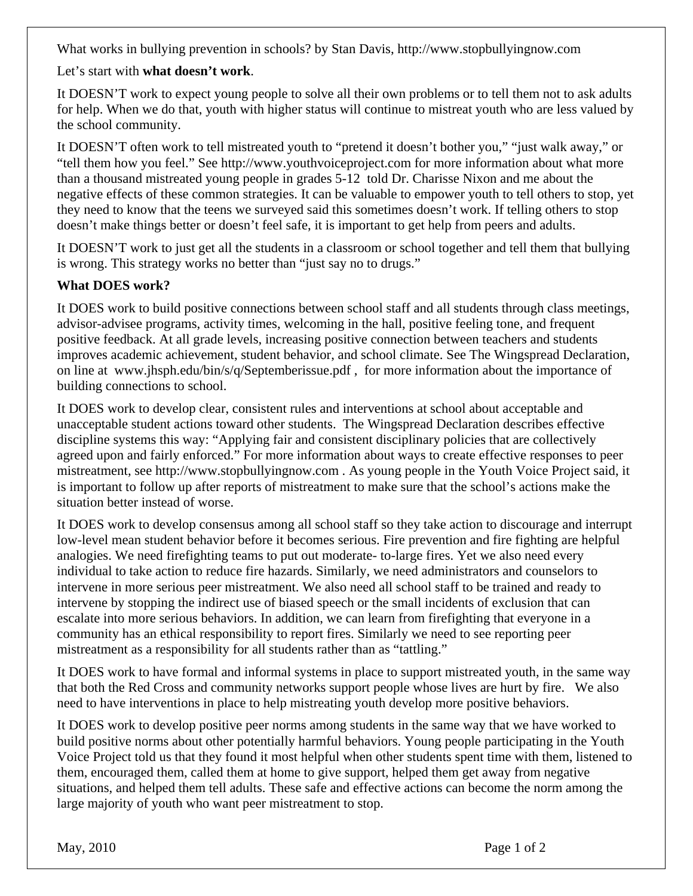What works in bullying prevention in schools? by Stan Davis, http://www.stopbullyingnow.com

Let's start with **what doesn't work**.

It DOESN'T work to expect young people to solve all their own problems or to tell them not to ask adults for help. When we do that, youth with higher status will continue to mistreat youth who are less valued by the school community.

It DOESN'T often work to tell mistreated youth to "pretend it doesn't bother you," "just walk away," or "tell them how you feel." See http://www.youthvoiceproject.com for more information about what more than a thousand mistreated young people in grades 5-12 told Dr. Charisse Nixon and me about the negative effects of these common strategies. It can be valuable to empower youth to tell others to stop, yet they need to know that the teens we surveyed said this sometimes doesn't work. If telling others to stop doesn't make things better or doesn't feel safe, it is important to get help from peers and adults.

It DOESN'T work to just get all the students in a classroom or school together and tell them that bullying is wrong. This strategy works no better than "just say no to drugs."

**What DOES work?**

It DOES work to build positive connections between school staff and all students through class meetings, advisor-advisee programs, activity times, welcoming in the hall, positive feeling tone, and frequent positive feedback. At all grade levels, increasing positive connection between teachers and students improves academic achievement, student behavior, and school climate. See The Wingspread Declaration, on line at www.jhsph.edu/bin/s/q/Septemberissue.pdf , for more information about the importance of building connections to school.

It DOES work to develop clear, consistent rules and interventions at school about acceptable and unacceptable student actions toward other students. The Wingspread Declaration describes effective discipline systems this way: "Applying fair and consistent disciplinary policies that are collectively agreed upon and fairly enforced." For more information about ways to create effective responses to peer mistreatment, see http://www.stopbullyingnow.com . As young people in the Youth Voice Project said, it is important to follow up after reports of mistreatment to make sure that the school's actions make the situation better instead of worse.

It DOES work to develop consensus among all school staff so they take action to discourage and interrupt low-level mean student behavior before it becomes serious. Fire prevention and fire fighting are helpful analogies. We need firefighting teams to put out moderate- to-large fires. Yet we also need every individual to take action to reduce fire hazards. Similarly, we need administrators and counselors to intervene in more serious peer mistreatment. We also need all school staff to be trained and ready to intervene by stopping the indirect use of biased speech or the small incidents of exclusion that can escalate into more serious behaviors. In addition, we can learn from firefighting that everyone in a community has an ethical responsibility to report fires. Similarly we need to see reporting peer mistreatment as a responsibility for all students rather than as "tattling."

It DOES work to have formal and informal systems in place to support mistreated youth, in the same way that both the Red Cross and community networks support people whose lives are hurt by fire. We also need to have interventions in place to help mistreating youth develop more positive behaviors.

It DOES work to develop positive peer norms among students in the same way that we have worked to build positive norms about other potentially harmful behaviors. Young people participating in the Youth Voice Project told us that they found it most helpful when other students spent time with them, listened to them, encouraged them, called them at home to give support, helped them get away from negative situations, and helped them tell adults. These safe and effective actions can become the norm among the large majority of youth who want peer mistreatment to stop.

May, 2010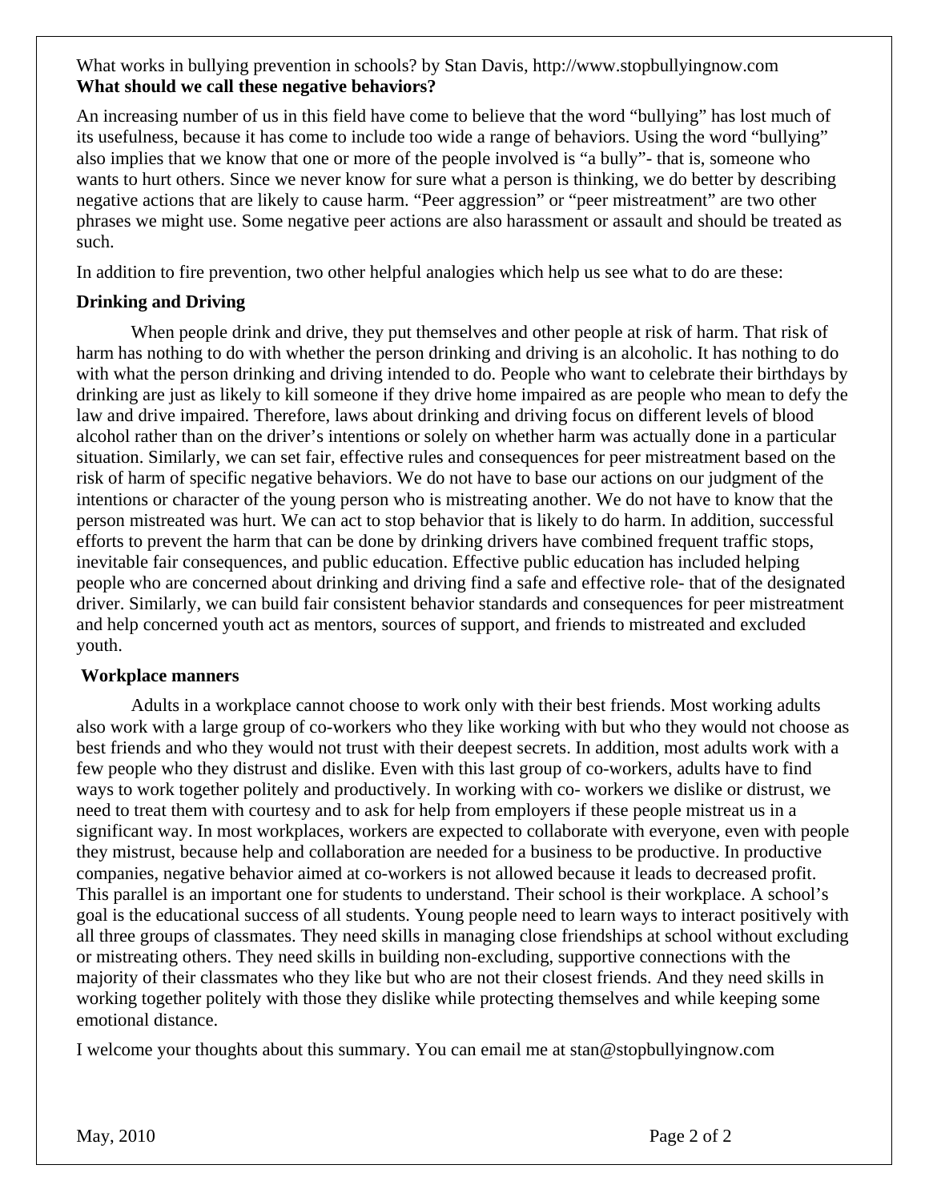What works in bullying prevention in schools? by Stan Davis, http://www.stopbullyingnow.com

**What should we call these negative behaviors?**

An increasing number of us in this field have come to believe that the word "bullying" has lost much of its usefulness, because it has come to include too wide a range of behaviors. Using the word "bullying" also implies that we know that one or more of the people involved is "a bully"- that is, someone who wants to hurt others. Since we never know for sure what a person is thinking, we do better by describing negative actions that are likely to cause harm. "Peer aggression" or "peer mistreatment" are two other phrases we might use. Some negative peer actions are also harassment or assault and should be treated as such.

In addition to fire prevention, two other helpful analogies which help us see what to do are these:

**Drinking and Driving**

When people drink and drive, they put themselves and other people at risk of harm. That risk of harm has nothing to do with whether the person drinking and driving is an alcoholic. It has nothing to do with what the person drinking and driving intended to do. People who want to celebrate their birthdays by drinking are just as likely to kill someone if they drive home impaired as are people who mean to defy the law and drive impaired. Therefore, laws about drinking and driving focus on different levels of blood alcohol rather than on the driver's intentions or solely on whether harm was actually done in a particular situation. Similarly, we can set fair, effective rules and consequences for peer mistreatment based on the risk of harm of specific negative behaviors. We do not have to base our actions on our judgment of the intentions or character of the young person who is mistreating another. We do not have to know that the person mistreated was hurt. We can act to stop behavior that is likely to do harm. In addition, successful efforts to prevent the harm that can be done by drinking drivers have combined frequent traffic stops, inevitable fair consequences, and public education. Effective public education has included helping people who are concerned about drinking and driving find a safe and effective role- that of the designated driver. Similarly, we can build fair consistent behavior standards and consequences for peer mistreatment and help concerned youth act as mentors, sources of support, and friends to mistreated and excluded youth.

**Workplace manners**

Adults in a workplace cannot choose to work only with their best friends. Most working adults also work with a large group of co-workers who they like working with but who they would not choose as best friends and who they would not trust with their deepest secrets. In addition, most adults work with a few people who they distrust and dislike. Even with this last group of co-workers, adults have to find ways to work together politely and productively. In working with co- workers we dislike or distrust, we need to treat them with courtesy and to ask for help from employers if these people mistreat us in a significant way. In most workplaces, workers are expected to collaborate with everyone, even with people they mistrust, because help and collaboration are needed for a business to be productive. In productive companies, negative behavior aimed at co-workers is not allowed because it leads to decreased profit. This parallel is an important one for students to understand. Their school is their workplace. A school's goal is the educational success of all students. Young people need to learn ways to interact positively with all three groups of classmates. They need skills in managing close friendships at school without excluding or mistreating others. They need skills in building non-excluding, supportive connections with the majority of their classmates who they like but who are not their closest friends. And they need skills in working together politely with those they dislike while protecting themselves and while keeping some emotional distance.

I welcome your thoughts about this summary. You can email me at stan@stopbullyingnow.com

May, 2010